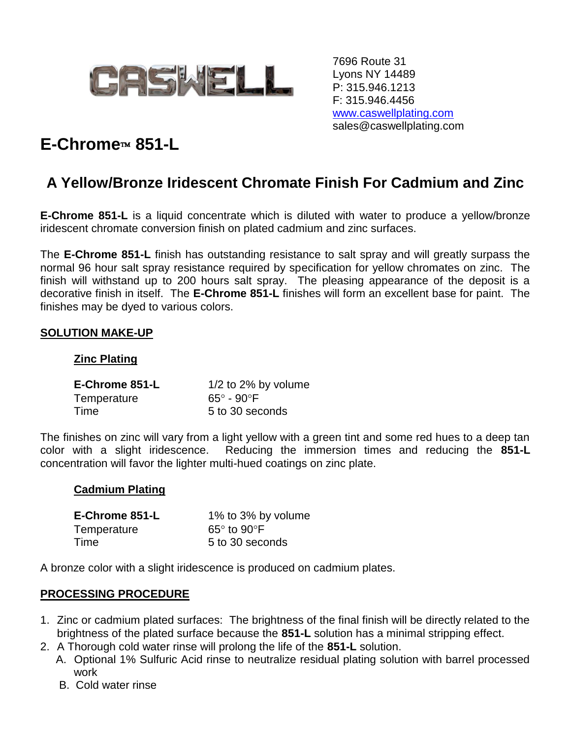CASWELL

7696 Route 31
Lyons NY 14489
P: 315.946.1213
F: 315.946.4456
www.caswellplating.com
sales@caswellplating.com

# E-Chrome™ 851-L

## A Yellow/Bronze Iridescent Chromate Finish For Cadmium and Zinc

**E-Chrome 851-L** is a liquid concentrate which is diluted with water to produce a yellow/bronze iridescent chromate conversion finish on plated cadmium and zinc surfaces.

The **E-Chrome 851-L** finish has outstanding resistance to salt spray and will greatly surpass the normal 96 hour salt spray resistance required by specification for yellow chromates on zinc. The finish will withstand up to 200 hours salt spray. The pleasing appearance of the deposit is a decorative finish in itself. The **E-Chrome 851-L** finishes will form an excellent base for paint. The finishes may be dyed to various colors.

### SOLUTION MAKE-UP

#### Zinc Plating

| | |
|---|---|
| **E-Chrome 851-L** | 1/2 to 2% by volume |
| Temperature | 65° - 90°F |
| Time | 5 to 30 seconds |

The finishes on zinc will vary from a light yellow with a green tint and some red hues to a deep tan color with a slight iridescence. Reducing the immersion times and reducing the **851-L** concentration will favor the lighter multi-hued coatings on zinc plate.

#### Cadmium Plating

| | |
|---|---|
| **E-Chrome 851-L** | 1% to 3% by volume |
| Temperature | 65° to 90°F |
| Time | 5 to 30 seconds |

A bronze color with a slight iridescence is produced on cadmium plates.

### PROCESSING PROCEDURE

1. Zinc or cadmium plated surfaces: The brightness of the final finish will be directly related to the brightness of the plated surface because the **851-L** solution has a minimal stripping effect.
2. A Thorough cold water rinse will prolong the life of the **851-L** solution.
   A. Optional 1% Sulfuric Acid rinse to neutralize residual plating solution with barrel processed work
   B. Cold water rinse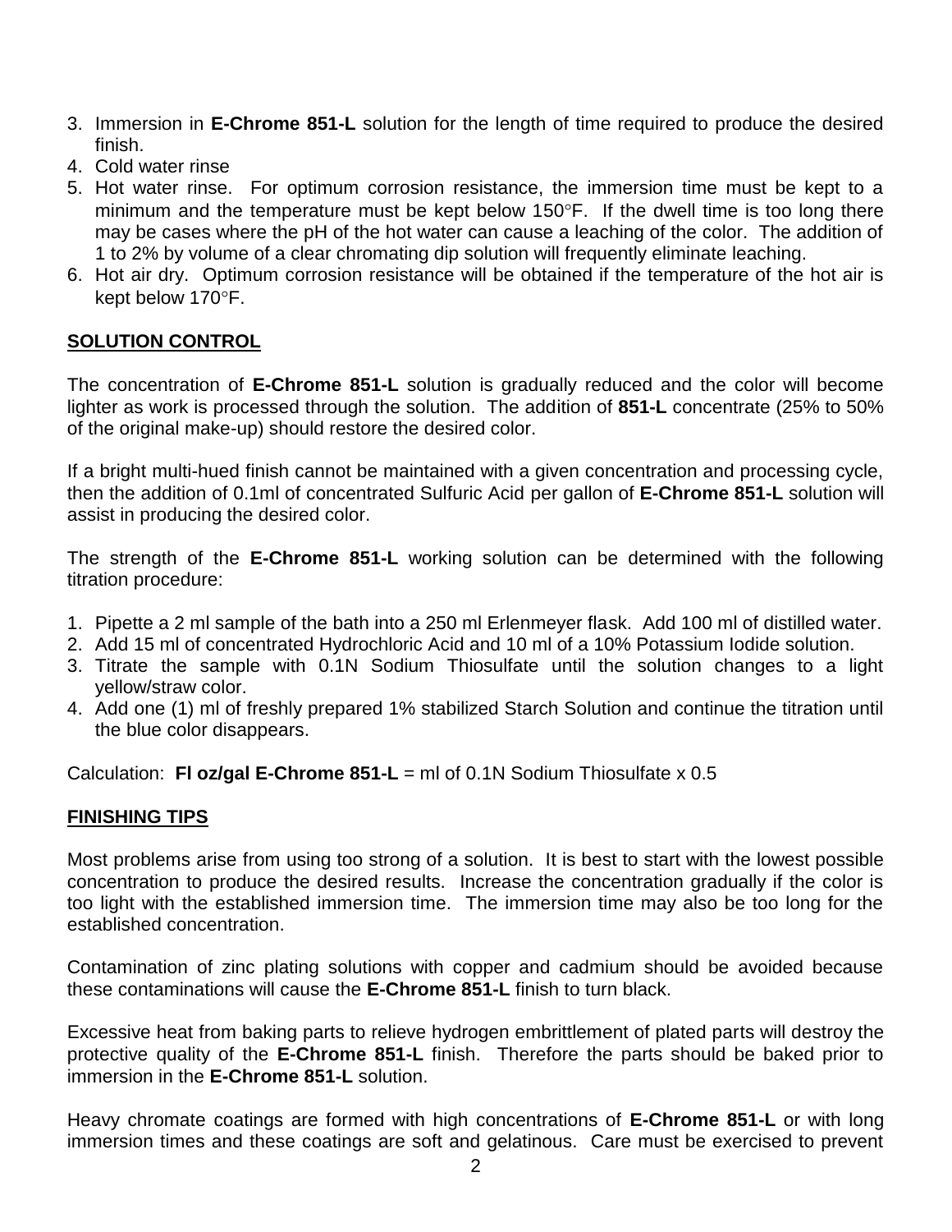3. Immersion in **E-Chrome 851-L** solution for the length of time required to produce the desired finish.
4. Cold water rinse
5. Hot water rinse. For optimum corrosion resistance, the immersion time must be kept to a minimum and the temperature must be kept below 150°F. If the dwell time is too long there may be cases where the pH of the hot water can cause a leaching of the color. The addition of 1 to 2% by volume of a clear chromating dip solution will frequently eliminate leaching.
6. Hot air dry. Optimum corrosion resistance will be obtained if the temperature of the hot air is kept below 170°F.

## SOLUTION CONTROL

The concentration of **E-Chrome 851-L** solution is gradually reduced and the color will become lighter as work is processed through the solution. The addition of **851-L** concentrate (25% to 50% of the original make-up) should restore the desired color.

If a bright multi-hued finish cannot be maintained with a given concentration and processing cycle, then the addition of 0.1ml of concentrated Sulfuric Acid per gallon of **E-Chrome 851-L** solution will assist in producing the desired color.

The strength of the **E-Chrome 851-L** working solution can be determined with the following titration procedure:

1. Pipette a 2 ml sample of the bath into a 250 ml Erlenmeyer flask. Add 100 ml of distilled water.
2. Add 15 ml of concentrated Hydrochloric Acid and 10 ml of a 10% Potassium Iodide solution.
3. Titrate the sample with 0.1N Sodium Thiosulfate until the solution changes to a light yellow/straw color.
4. Add one (1) ml of freshly prepared 1% stabilized Starch Solution and continue the titration until the blue color disappears.

Calculation: **Fl oz/gal E-Chrome 851-L** = ml of 0.1N Sodium Thiosulfate x 0.5

## FINISHING TIPS

Most problems arise from using too strong of a solution. It is best to start with the lowest possible concentration to produce the desired results. Increase the concentration gradually if the color is too light with the established immersion time. The immersion time may also be too long for the established concentration.

Contamination of zinc plating solutions with copper and cadmium should be avoided because these contaminations will cause the **E-Chrome 851-L** finish to turn black.

Excessive heat from baking parts to relieve hydrogen embrittlement of plated parts will destroy the protective quality of the **E-Chrome 851-L** finish. Therefore the parts should be baked prior to immersion in the **E-Chrome 851-L** solution.

Heavy chromate coatings are formed with high concentrations of **E-Chrome 851-L** or with long immersion times and these coatings are soft and gelatinous. Care must be exercised to prevent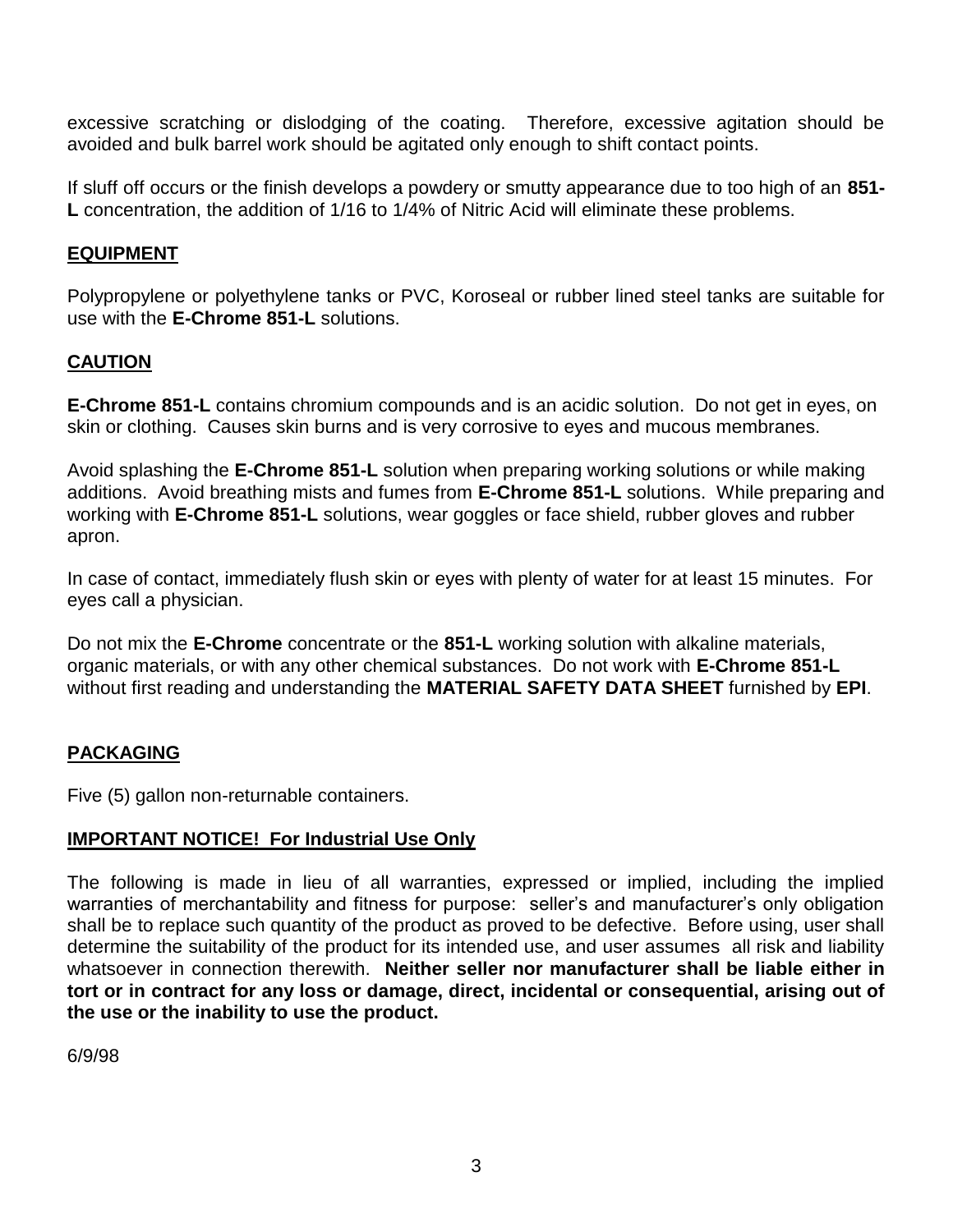excessive scratching or dislodging of the coating. Therefore, excessive agitation should be avoided and bulk barrel work should be agitated only enough to shift contact points.

If sluff off occurs or the finish develops a powdery or smutty appearance due to too high of an **851-L** concentration, the addition of 1/16 to 1/4% of Nitric Acid will eliminate these problems.

## EQUIPMENT

Polypropylene or polyethylene tanks or PVC, Koroseal or rubber lined steel tanks are suitable for use with the **E-Chrome 851-L** solutions.

## CAUTION

**E-Chrome 851-L** contains chromium compounds and is an acidic solution. Do not get in eyes, on skin or clothing. Causes skin burns and is very corrosive to eyes and mucous membranes.

Avoid splashing the **E-Chrome 851-L** solution when preparing working solutions or while making additions. Avoid breathing mists and fumes from **E-Chrome 851-L** solutions. While preparing and working with **E-Chrome 851-L** solutions, wear goggles or face shield, rubber gloves and rubber apron.

In case of contact, immediately flush skin or eyes with plenty of water for at least 15 minutes. For eyes call a physician.

Do not mix the **E-Chrome** concentrate or the **851-L** working solution with alkaline materials, organic materials, or with any other chemical substances. Do not work with **E-Chrome 851-L** without first reading and understanding the **MATERIAL SAFETY DATA SHEET** furnished by **EPI**.

## PACKAGING

Five (5) gallon non-returnable containers.

## IMPORTANT NOTICE! For Industrial Use Only

The following is made in lieu of all warranties, expressed or implied, including the implied warranties of merchantability and fitness for purpose: seller's and manufacturer's only obligation shall be to replace such quantity of the product as proved to be defective. Before using, user shall determine the suitability of the product for its intended use, and user assumes all risk and liability whatsoever in connection therewith. **Neither seller nor manufacturer shall be liable either in tort or in contract for any loss or damage, direct, incidental or consequential, arising out of the use or the inability to use the product.**

6/9/98